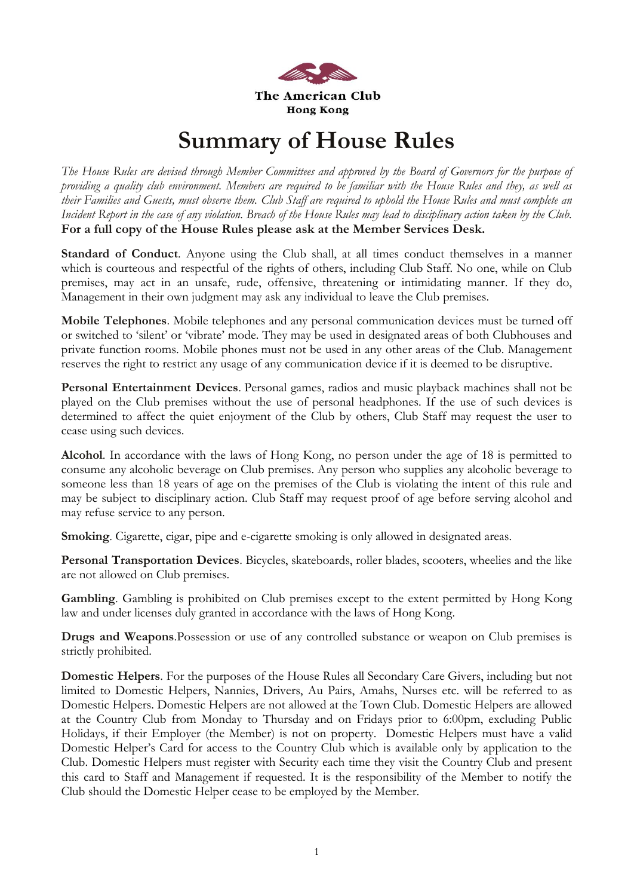The American Club
Hong Kong

# Summary of House Rules

*The House Rules are devised through Member Committees and approved by the Board of Governors for the purpose of providing a quality club environment. Members are required to be familiar with the House Rules and they, as well as their Families and Guests, must observe them. Club Staff are required to uphold the House Rules and must complete an Incident Report in the case of any violation. Breach of the House Rules may lead to disciplinary action taken by the Club.*
**For a full copy of the House Rules please ask at the Member Services Desk.**

**Standard of Conduct**. Anyone using the Club shall, at all times conduct themselves in a manner which is courteous and respectful of the rights of others, including Club Staff. No one, while on Club premises, may act in an unsafe, rude, offensive, threatening or intimidating manner. If they do, Management in their own judgment may ask any individual to leave the Club premises.

**Mobile Telephones**. Mobile telephones and any personal communication devices must be turned off or switched to 'silent' or 'vibrate' mode. They may be used in designated areas of both Clubhouses and private function rooms. Mobile phones must not be used in any other areas of the Club. Management reserves the right to restrict any usage of any communication device if it is deemed to be disruptive.

**Personal Entertainment Devices**. Personal games, radios and music playback machines shall not be played on the Club premises without the use of personal headphones. If the use of such devices is determined to affect the quiet enjoyment of the Club by others, Club Staff may request the user to cease using such devices.

**Alcohol**. In accordance with the laws of Hong Kong, no person under the age of 18 is permitted to consume any alcoholic beverage on Club premises. Any person who supplies any alcoholic beverage to someone less than 18 years of age on the premises of the Club is violating the intent of this rule and may be subject to disciplinary action. Club Staff may request proof of age before serving alcohol and may refuse service to any person.

**Smoking**. Cigarette, cigar, pipe and e-cigarette smoking is only allowed in designated areas.

**Personal Transportation Devices**. Bicycles, skateboards, roller blades, scooters, wheelies and the like are not allowed on Club premises.

**Gambling**. Gambling is prohibited on Club premises except to the extent permitted by Hong Kong law and under licenses duly granted in accordance with the laws of Hong Kong.

**Drugs and Weapons**.Possession or use of any controlled substance or weapon on Club premises is strictly prohibited.

**Domestic Helpers**. For the purposes of the House Rules all Secondary Care Givers, including but not limited to Domestic Helpers, Nannies, Drivers, Au Pairs, Amahs, Nurses etc. will be referred to as Domestic Helpers. Domestic Helpers are not allowed at the Town Club. Domestic Helpers are allowed at the Country Club from Monday to Thursday and on Fridays prior to 6:00pm, excluding Public Holidays, if their Employer (the Member) is not on property. Domestic Helpers must have a valid Domestic Helper's Card for access to the Country Club which is available only by application to the Club. Domestic Helpers must register with Security each time they visit the Country Club and present this card to Staff and Management if requested. It is the responsibility of the Member to notify the Club should the Domestic Helper cease to be employed by the Member.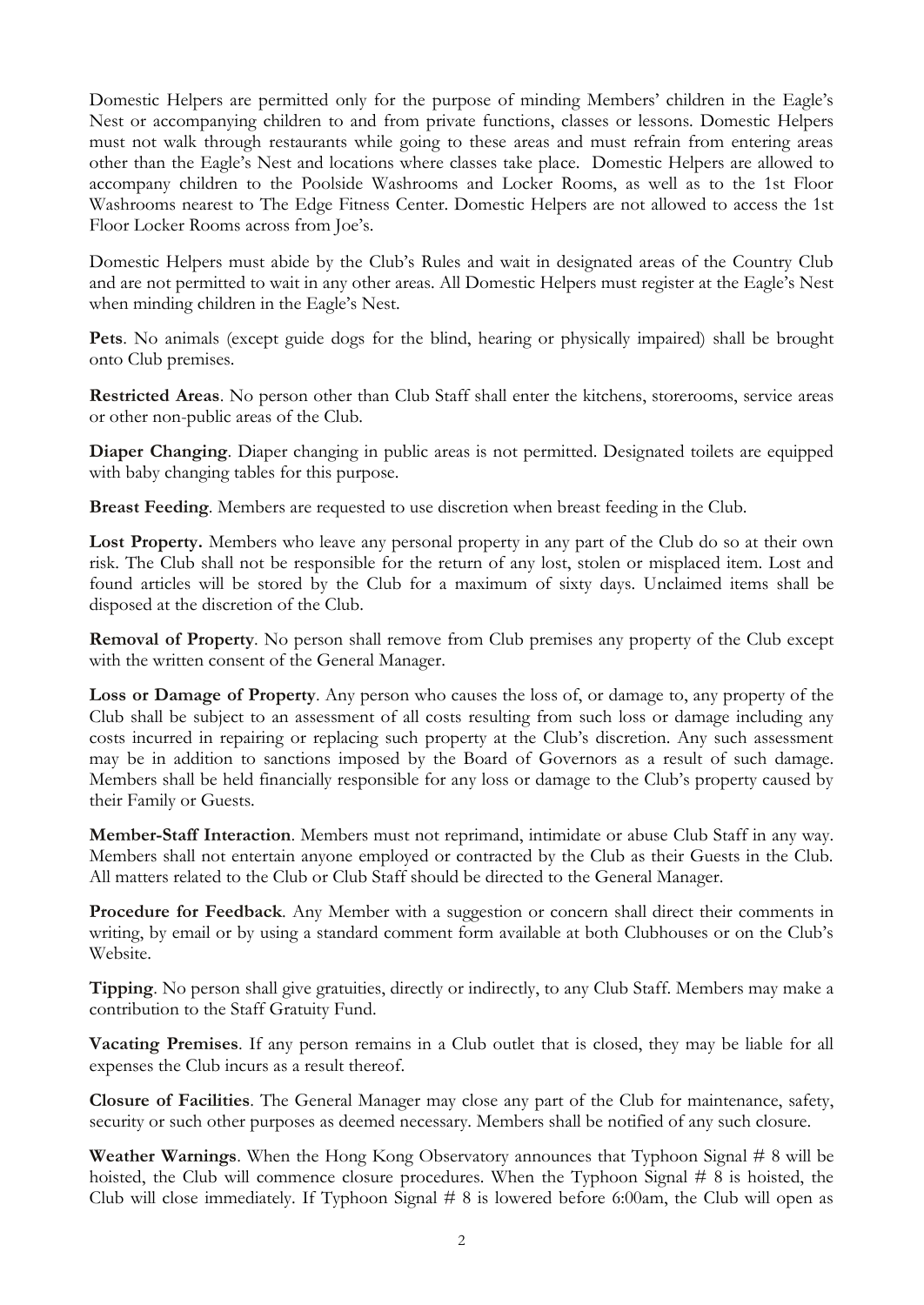Domestic Helpers are permitted only for the purpose of minding Members' children in the Eagle's Nest or accompanying children to and from private functions, classes or lessons. Domestic Helpers must not walk through restaurants while going to these areas and must refrain from entering areas other than the Eagle's Nest and locations where classes take place. Domestic Helpers are allowed to accompany children to the Poolside Washrooms and Locker Rooms, as well as to the 1st Floor Washrooms nearest to The Edge Fitness Center. Domestic Helpers are not allowed to access the 1st Floor Locker Rooms across from Joe's.

Domestic Helpers must abide by the Club's Rules and wait in designated areas of the Country Club and are not permitted to wait in any other areas. All Domestic Helpers must register at the Eagle's Nest when minding children in the Eagle's Nest.

**Pets**. No animals (except guide dogs for the blind, hearing or physically impaired) shall be brought onto Club premises.

**Restricted Areas**. No person other than Club Staff shall enter the kitchens, storerooms, service areas or other non-public areas of the Club.

**Diaper Changing**. Diaper changing in public areas is not permitted. Designated toilets are equipped with baby changing tables for this purpose.

**Breast Feeding**. Members are requested to use discretion when breast feeding in the Club.

**Lost Property.** Members who leave any personal property in any part of the Club do so at their own risk. The Club shall not be responsible for the return of any lost, stolen or misplaced item. Lost and found articles will be stored by the Club for a maximum of sixty days. Unclaimed items shall be disposed at the discretion of the Club.

**Removal of Property**. No person shall remove from Club premises any property of the Club except with the written consent of the General Manager.

**Loss or Damage of Property**. Any person who causes the loss of, or damage to, any property of the Club shall be subject to an assessment of all costs resulting from such loss or damage including any costs incurred in repairing or replacing such property at the Club's discretion. Any such assessment may be in addition to sanctions imposed by the Board of Governors as a result of such damage. Members shall be held financially responsible for any loss or damage to the Club's property caused by their Family or Guests.

**Member-Staff Interaction**. Members must not reprimand, intimidate or abuse Club Staff in any way. Members shall not entertain anyone employed or contracted by the Club as their Guests in the Club. All matters related to the Club or Club Staff should be directed to the General Manager.

**Procedure for Feedback**. Any Member with a suggestion or concern shall direct their comments in writing, by email or by using a standard comment form available at both Clubhouses or on the Club's Website.

**Tipping**. No person shall give gratuities, directly or indirectly, to any Club Staff. Members may make a contribution to the Staff Gratuity Fund.

**Vacating Premises**. If any person remains in a Club outlet that is closed, they may be liable for all expenses the Club incurs as a result thereof.

**Closure of Facilities**. The General Manager may close any part of the Club for maintenance, safety, security or such other purposes as deemed necessary. Members shall be notified of any such closure.

**Weather Warnings**. When the Hong Kong Observatory announces that Typhoon Signal # 8 will be hoisted, the Club will commence closure procedures. When the Typhoon Signal # 8 is hoisted, the Club will close immediately. If Typhoon Signal # 8 is lowered before 6:00am, the Club will open as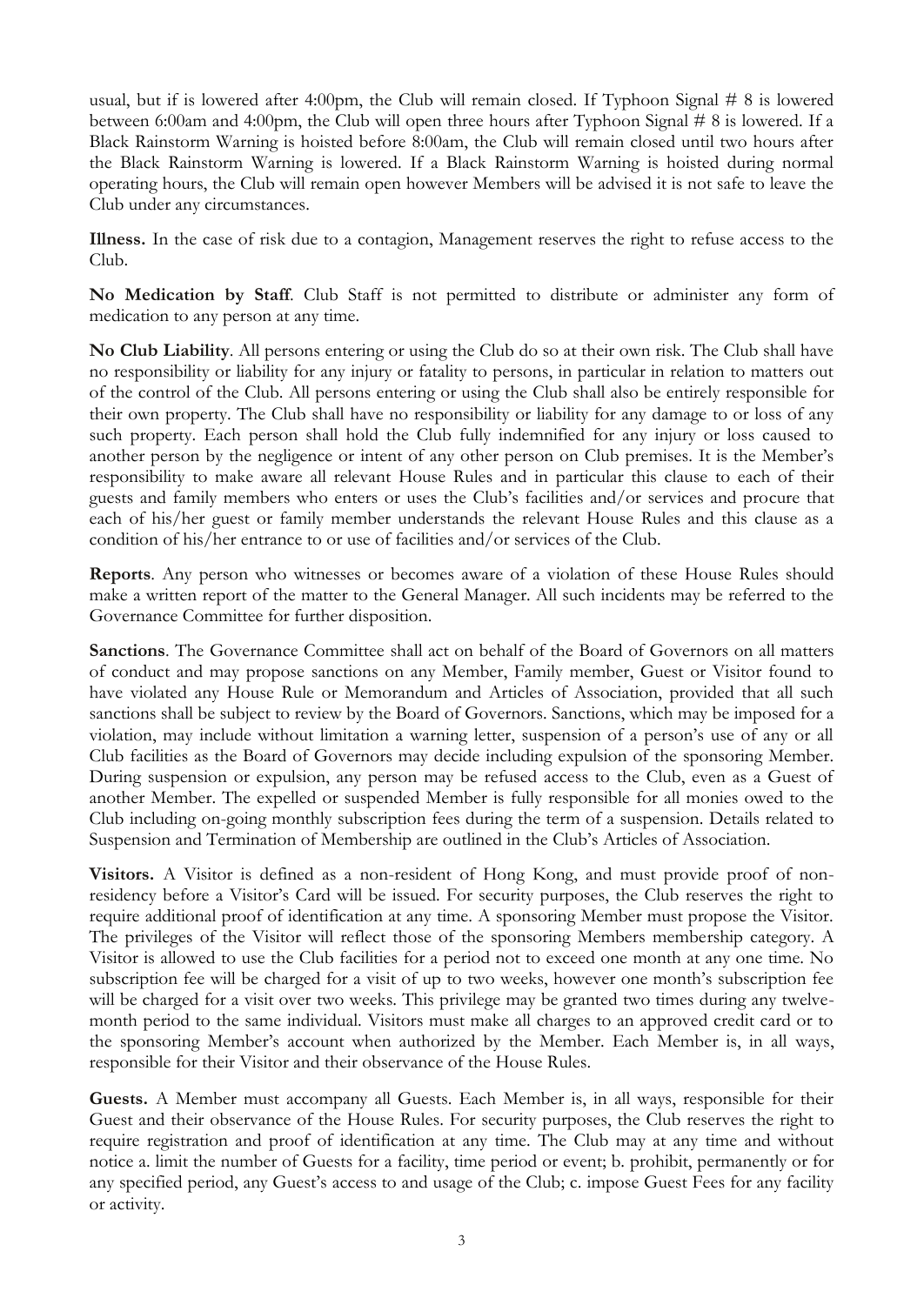usual, but if is lowered after 4:00pm, the Club will remain closed. If Typhoon Signal # 8 is lowered between 6:00am and 4:00pm, the Club will open three hours after Typhoon Signal # 8 is lowered. If a Black Rainstorm Warning is hoisted before 8:00am, the Club will remain closed until two hours after the Black Rainstorm Warning is lowered. If a Black Rainstorm Warning is hoisted during normal operating hours, the Club will remain open however Members will be advised it is not safe to leave the Club under any circumstances.

**Illness.** In the case of risk due to a contagion, Management reserves the right to refuse access to the Club.

**No Medication by Staff**. Club Staff is not permitted to distribute or administer any form of medication to any person at any time.

**No Club Liability**. All persons entering or using the Club do so at their own risk. The Club shall have no responsibility or liability for any injury or fatality to persons, in particular in relation to matters out of the control of the Club. All persons entering or using the Club shall also be entirely responsible for their own property. The Club shall have no responsibility or liability for any damage to or loss of any such property. Each person shall hold the Club fully indemnified for any injury or loss caused to another person by the negligence or intent of any other person on Club premises. It is the Member's responsibility to make aware all relevant House Rules and in particular this clause to each of their guests and family members who enters or uses the Club's facilities and/or services and procure that each of his/her guest or family member understands the relevant House Rules and this clause as a condition of his/her entrance to or use of facilities and/or services of the Club.

**Reports**. Any person who witnesses or becomes aware of a violation of these House Rules should make a written report of the matter to the General Manager. All such incidents may be referred to the Governance Committee for further disposition.

**Sanctions**. The Governance Committee shall act on behalf of the Board of Governors on all matters of conduct and may propose sanctions on any Member, Family member, Guest or Visitor found to have violated any House Rule or Memorandum and Articles of Association, provided that all such sanctions shall be subject to review by the Board of Governors. Sanctions, which may be imposed for a violation, may include without limitation a warning letter, suspension of a person's use of any or all Club facilities as the Board of Governors may decide including expulsion of the sponsoring Member. During suspension or expulsion, any person may be refused access to the Club, even as a Guest of another Member. The expelled or suspended Member is fully responsible for all monies owed to the Club including on-going monthly subscription fees during the term of a suspension. Details related to Suspension and Termination of Membership are outlined in the Club's Articles of Association.

**Visitors.** A Visitor is defined as a non-resident of Hong Kong, and must provide proof of non-residency before a Visitor's Card will be issued. For security purposes, the Club reserves the right to require additional proof of identification at any time. A sponsoring Member must propose the Visitor. The privileges of the Visitor will reflect those of the sponsoring Members membership category. A Visitor is allowed to use the Club facilities for a period not to exceed one month at any one time. No subscription fee will be charged for a visit of up to two weeks, however one month's subscription fee will be charged for a visit over two weeks. This privilege may be granted two times during any twelve-month period to the same individual. Visitors must make all charges to an approved credit card or to the sponsoring Member's account when authorized by the Member. Each Member is, in all ways, responsible for their Visitor and their observance of the House Rules.

**Guests.** A Member must accompany all Guests. Each Member is, in all ways, responsible for their Guest and their observance of the House Rules. For security purposes, the Club reserves the right to require registration and proof of identification at any time. The Club may at any time and without notice a. limit the number of Guests for a facility, time period or event; b. prohibit, permanently or for any specified period, any Guest's access to and usage of the Club; c. impose Guest Fees for any facility or activity.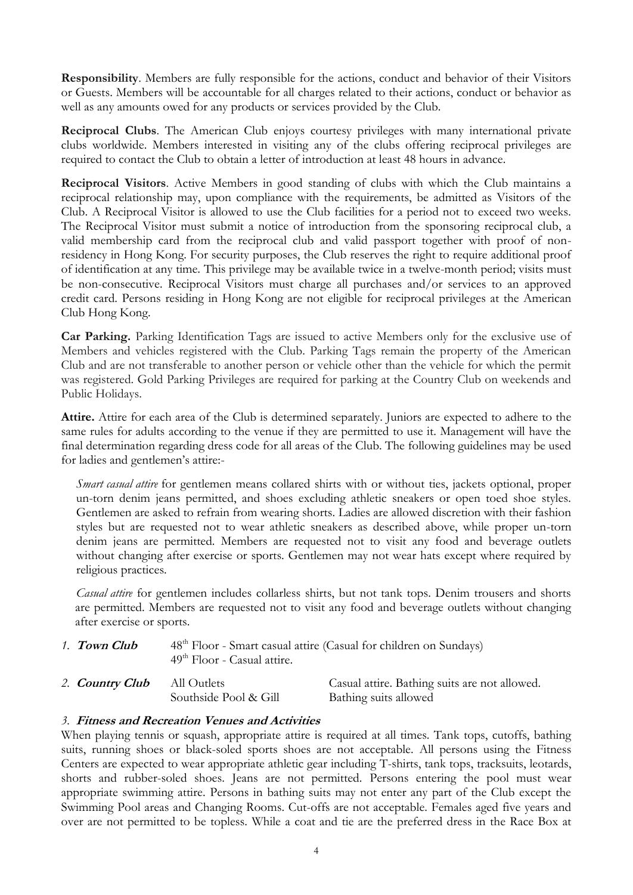**Responsibility**. Members are fully responsible for the actions, conduct and behavior of their Visitors or Guests. Members will be accountable for all charges related to their actions, conduct or behavior as well as any amounts owed for any products or services provided by the Club.

**Reciprocal Clubs**. The American Club enjoys courtesy privileges with many international private clubs worldwide. Members interested in visiting any of the clubs offering reciprocal privileges are required to contact the Club to obtain a letter of introduction at least 48 hours in advance.

**Reciprocal Visitors**. Active Members in good standing of clubs with which the Club maintains a reciprocal relationship may, upon compliance with the requirements, be admitted as Visitors of the Club. A Reciprocal Visitor is allowed to use the Club facilities for a period not to exceed two weeks. The Reciprocal Visitor must submit a notice of introduction from the sponsoring reciprocal club, a valid membership card from the reciprocal club and valid passport together with proof of non-residency in Hong Kong. For security purposes, the Club reserves the right to require additional proof of identification at any time. This privilege may be available twice in a twelve-month period; visits must be non-consecutive. Reciprocal Visitors must charge all purchases and/or services to an approved credit card. Persons residing in Hong Kong are not eligible for reciprocal privileges at the American Club Hong Kong.

**Car Parking.** Parking Identification Tags are issued to active Members only for the exclusive use of Members and vehicles registered with the Club. Parking Tags remain the property of the American Club and are not transferable to another person or vehicle other than the vehicle for which the permit was registered. Gold Parking Privileges are required for parking at the Country Club on weekends and Public Holidays.

**Attire.** Attire for each area of the Club is determined separately. Juniors are expected to adhere to the same rules for adults according to the venue if they are permitted to use it. Management will have the final determination regarding dress code for all areas of the Club. The following guidelines may be used for ladies and gentlemen's attire:-

*Smart casual attire* for gentlemen means collared shirts with or without ties, jackets optional, proper un-torn denim jeans permitted, and shoes excluding athletic sneakers or open toed shoe styles. Gentlemen are asked to refrain from wearing shorts. Ladies are allowed discretion with their fashion styles but are requested not to wear athletic sneakers as described above, while proper un-torn denim jeans are permitted. Members are requested not to visit any food and beverage outlets without changing after exercise or sports. Gentlemen may not wear hats except where required by religious practices.

*Casual attire* for gentlemen includes collarless shirts, but not tank tops. Denim trousers and shorts are permitted. Members are requested not to visit any food and beverage outlets without changing after exercise or sports.

| | | |
|---|---|---|
| *1.* ***Town Club*** | 48th Floor - Smart casual attire (Casual for children on Sundays) | |
| | 49th Floor - Casual attire. | |
| *2.* ***Country Club*** | All Outlets | Casual attire. Bathing suits are not allowed. |
| | Southside Pool & Gill | Bathing suits allowed |

*3.* ***Fitness and Recreation Venues and Activities***

When playing tennis or squash, appropriate attire is required at all times. Tank tops, cutoffs, bathing suits, running shoes or black-soled sports shoes are not acceptable. All persons using the Fitness Centers are expected to wear appropriate athletic gear including T-shirts, tank tops, tracksuits, leotards, shorts and rubber-soled shoes. Jeans are not permitted. Persons entering the pool must wear appropriate swimming attire. Persons in bathing suits may not enter any part of the Club except the Swimming Pool areas and Changing Rooms. Cut-offs are not acceptable. Females aged five years and over are not permitted to be topless. While a coat and tie are the preferred dress in the Race Box at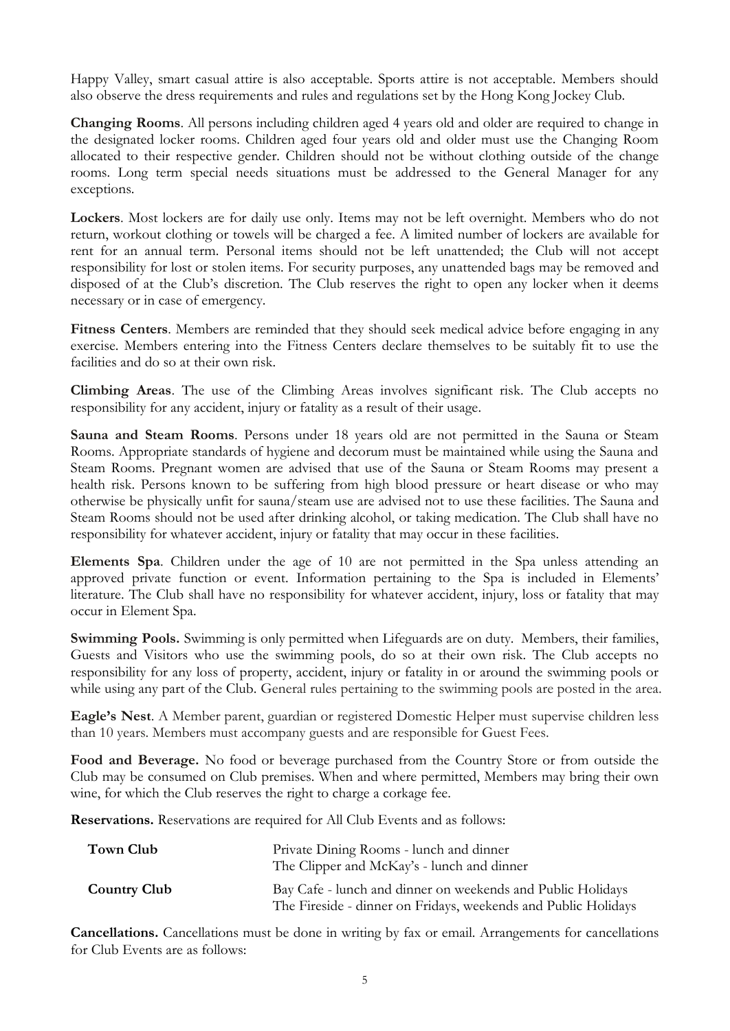Happy Valley, smart casual attire is also acceptable. Sports attire is not acceptable. Members should also observe the dress requirements and rules and regulations set by the Hong Kong Jockey Club.

**Changing Rooms**. All persons including children aged 4 years old and older are required to change in the designated locker rooms. Children aged four years old and older must use the Changing Room allocated to their respective gender. Children should not be without clothing outside of the change rooms. Long term special needs situations must be addressed to the General Manager for any exceptions.

**Lockers**. Most lockers are for daily use only. Items may not be left overnight. Members who do not return, workout clothing or towels will be charged a fee. A limited number of lockers are available for rent for an annual term. Personal items should not be left unattended; the Club will not accept responsibility for lost or stolen items. For security purposes, any unattended bags may be removed and disposed of at the Club's discretion. The Club reserves the right to open any locker when it deems necessary or in case of emergency.

**Fitness Centers**. Members are reminded that they should seek medical advice before engaging in any exercise. Members entering into the Fitness Centers declare themselves to be suitably fit to use the facilities and do so at their own risk.

**Climbing Areas**. The use of the Climbing Areas involves significant risk. The Club accepts no responsibility for any accident, injury or fatality as a result of their usage.

**Sauna and Steam Rooms**. Persons under 18 years old are not permitted in the Sauna or Steam Rooms. Appropriate standards of hygiene and decorum must be maintained while using the Sauna and Steam Rooms. Pregnant women are advised that use of the Sauna or Steam Rooms may present a health risk. Persons known to be suffering from high blood pressure or heart disease or who may otherwise be physically unfit for sauna/steam use are advised not to use these facilities. The Sauna and Steam Rooms should not be used after drinking alcohol, or taking medication. The Club shall have no responsibility for whatever accident, injury or fatality that may occur in these facilities.

**Elements Spa**. Children under the age of 10 are not permitted in the Spa unless attending an approved private function or event. Information pertaining to the Spa is included in Elements' literature. The Club shall have no responsibility for whatever accident, injury, loss or fatality that may occur in Element Spa.

**Swimming Pools.** Swimming is only permitted when Lifeguards are on duty. Members, their families, Guests and Visitors who use the swimming pools, do so at their own risk. The Club accepts no responsibility for any loss of property, accident, injury or fatality in or around the swimming pools or while using any part of the Club. General rules pertaining to the swimming pools are posted in the area.

**Eagle's Nest**. A Member parent, guardian or registered Domestic Helper must supervise children less than 10 years. Members must accompany guests and are responsible for Guest Fees.

**Food and Beverage.** No food or beverage purchased from the Country Store or from outside the Club may be consumed on Club premises. When and where permitted, Members may bring their own wine, for which the Club reserves the right to charge a corkage fee.

**Reservations.** Reservations are required for All Club Events and as follows:

| | |
|---|---|
| **Town Club** | Private Dining Rooms - lunch and dinner<br>The Clipper and McKay's - lunch and dinner |
| **Country Club** | Bay Cafe - lunch and dinner on weekends and Public Holidays<br>The Fireside - dinner on Fridays, weekends and Public Holidays |

**Cancellations.** Cancellations must be done in writing by fax or email. Arrangements for cancellations for Club Events are as follows: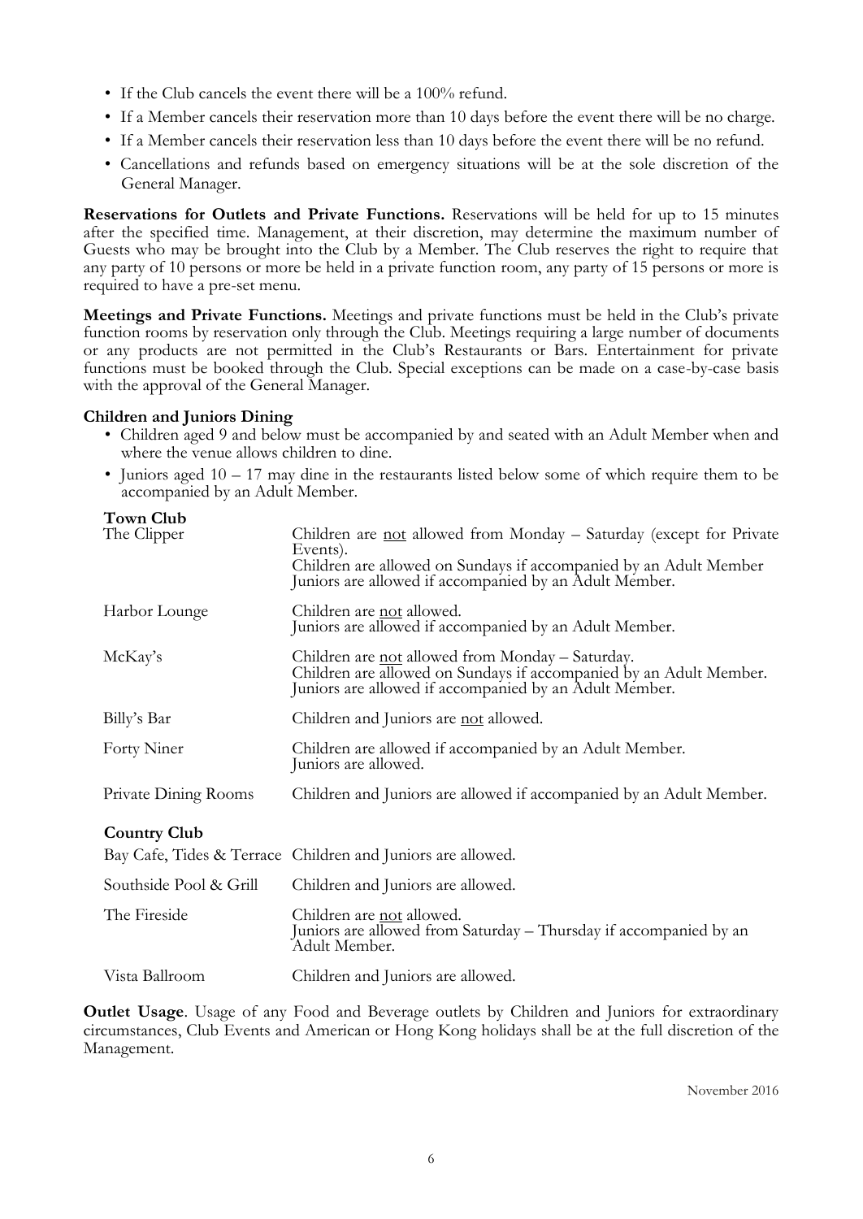- If the Club cancels the event there will be a 100% refund.
- If a Member cancels their reservation more than 10 days before the event there will be no charge.
- If a Member cancels their reservation less than 10 days before the event there will be no refund.
- Cancellations and refunds based on emergency situations will be at the sole discretion of the General Manager.

**Reservations for Outlets and Private Functions.** Reservations will be held for up to 15 minutes after the specified time. Management, at their discretion, may determine the maximum number of Guests who may be brought into the Club by a Member. The Club reserves the right to require that any party of 10 persons or more be held in a private function room, any party of 15 persons or more is required to have a pre-set menu.

**Meetings and Private Functions.** Meetings and private functions must be held in the Club's private function rooms by reservation only through the Club. Meetings requiring a large number of documents or any products are not permitted in the Club's Restaurants or Bars. Entertainment for private functions must be booked through the Club. Special exceptions can be made on a case-by-case basis with the approval of the General Manager.

**Children and Juniors Dining**

- Children aged 9 and below must be accompanied by and seated with an Adult Member when and where the venue allows children to dine.
- Juniors aged 10 – 17 may dine in the restaurants listed below some of which require them to be accompanied by an Adult Member.

**Town Club**

| | |
|---|---|
| The Clipper | Children are <u>not</u> allowed from Monday – Saturday (except for Private Events).<br>Children are allowed on Sundays if accompanied by an Adult Member<br>Juniors are allowed if accompanied by an Adult Member. |
| Harbor Lounge | Children are <u>not</u> allowed.<br>Juniors are allowed if accompanied by an Adult Member. |
| McKay's | Children are <u>not</u> allowed from Monday – Saturday.<br>Children are allowed on Sundays if accompanied by an Adult Member.<br>Juniors are allowed if accompanied by an Adult Member. |
| Billy's Bar | Children and Juniors are <u>not</u> allowed. |
| Forty Niner | Children are allowed if accompanied by an Adult Member.<br>Juniors are allowed. |
| Private Dining Rooms | Children and Juniors are allowed if accompanied by an Adult Member. |

**Country Club**

| | |
|---|---|
| Bay Cafe, Tides & Terrace | Children and Juniors are allowed. |
| Southside Pool & Grill | Children and Juniors are allowed. |
| The Fireside | Children are <u>not</u> allowed.<br>Juniors are allowed from Saturday – Thursday if accompanied by an Adult Member. |
| Vista Ballroom | Children and Juniors are allowed. |

**Outlet Usage**. Usage of any Food and Beverage outlets by Children and Juniors for extraordinary circumstances, Club Events and American or Hong Kong holidays shall be at the full discretion of the Management.

November 2016